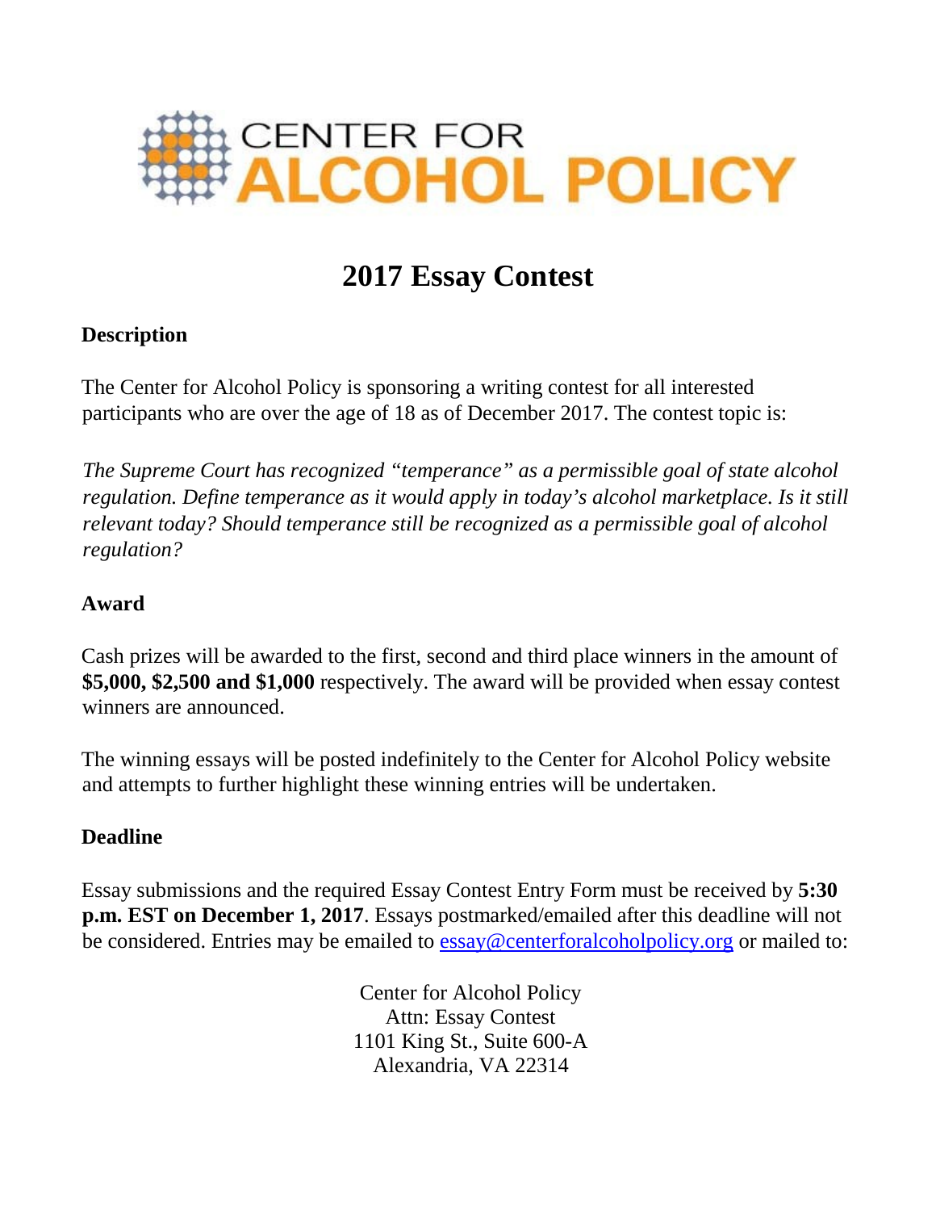# CENTER FOR ALCOHOL POLICY

## 2017 Essay Contest

### Description

The Center for Alcohol Policy is sponsoring a writing contest for all interested participants who are over the age of 18 as of December 2017. The contest topic is:

*The Supreme Court has recognized "temperance" as a permissible goal of state alcohol regulation. Define temperance as it would apply in today's alcohol marketplace. Is it still relevant today? Should temperance still be recognized as a permissible goal of alcohol regulation?*

### Award

Cash prizes will be awarded to the first, second and third place winners in the amount of **$5,000, $2,500 and $1,000** respectively. The award will be provided when essay contest winners are announced.

The winning essays will be posted indefinitely to the Center for Alcohol Policy website and attempts to further highlight these winning entries will be undertaken.

### Deadline

Essay submissions and the required Essay Contest Entry Form must be received by **5:30 p.m. EST on December 1, 2017**. Essays postmarked/emailed after this deadline will not be considered. Entries may be emailed to essay@centerforalcoholpolicy.org or mailed to:

Center for Alcohol Policy
Attn: Essay Contest
1101 King St., Suite 600-A
Alexandria, VA 22314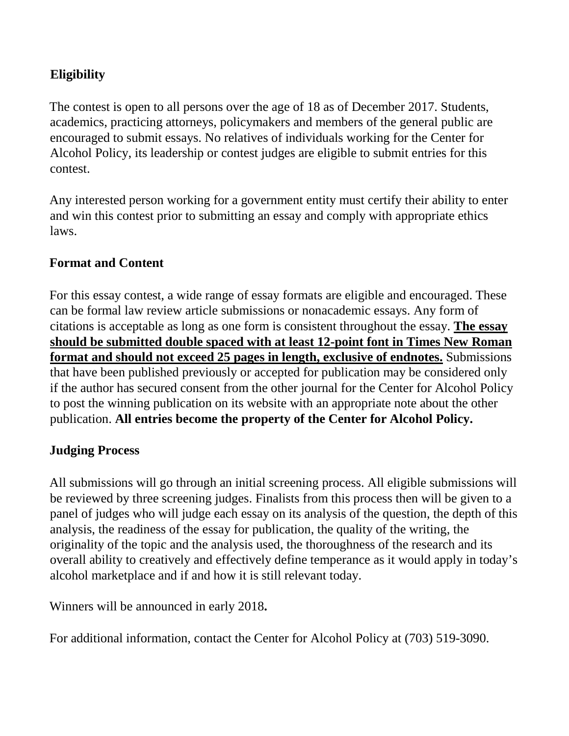## Eligibility

The contest is open to all persons over the age of 18 as of December 2017. Students, academics, practicing attorneys, policymakers and members of the general public are encouraged to submit essays. No relatives of individuals working for the Center for Alcohol Policy, its leadership or contest judges are eligible to submit entries for this contest.

Any interested person working for a government entity must certify their ability to enter and win this contest prior to submitting an essay and comply with appropriate ethics laws.

## Format and Content

For this essay contest, a wide range of essay formats are eligible and encouraged. These can be formal law review article submissions or nonacademic essays. Any form of citations is acceptable as long as one form is consistent throughout the essay. **The essay should be submitted double spaced with at least 12-point font in Times New Roman format and should not exceed 25 pages in length, exclusive of endnotes.** Submissions that have been published previously or accepted for publication may be considered only if the author has secured consent from the other journal for the Center for Alcohol Policy to post the winning publication on its website with an appropriate note about the other publication. **All entries become the property of the Center for Alcohol Policy.**

## Judging Process

All submissions will go through an initial screening process. All eligible submissions will be reviewed by three screening judges. Finalists from this process then will be given to a panel of judges who will judge each essay on its analysis of the question, the depth of this analysis, the readiness of the essay for publication, the quality of the writing, the originality of the topic and the analysis used, the thoroughness of the research and its overall ability to creatively and effectively define temperance as it would apply in today's alcohol marketplace and if and how it is still relevant today.

Winners will be announced in early 2018**.**

For additional information, contact the Center for Alcohol Policy at (703) 519-3090.